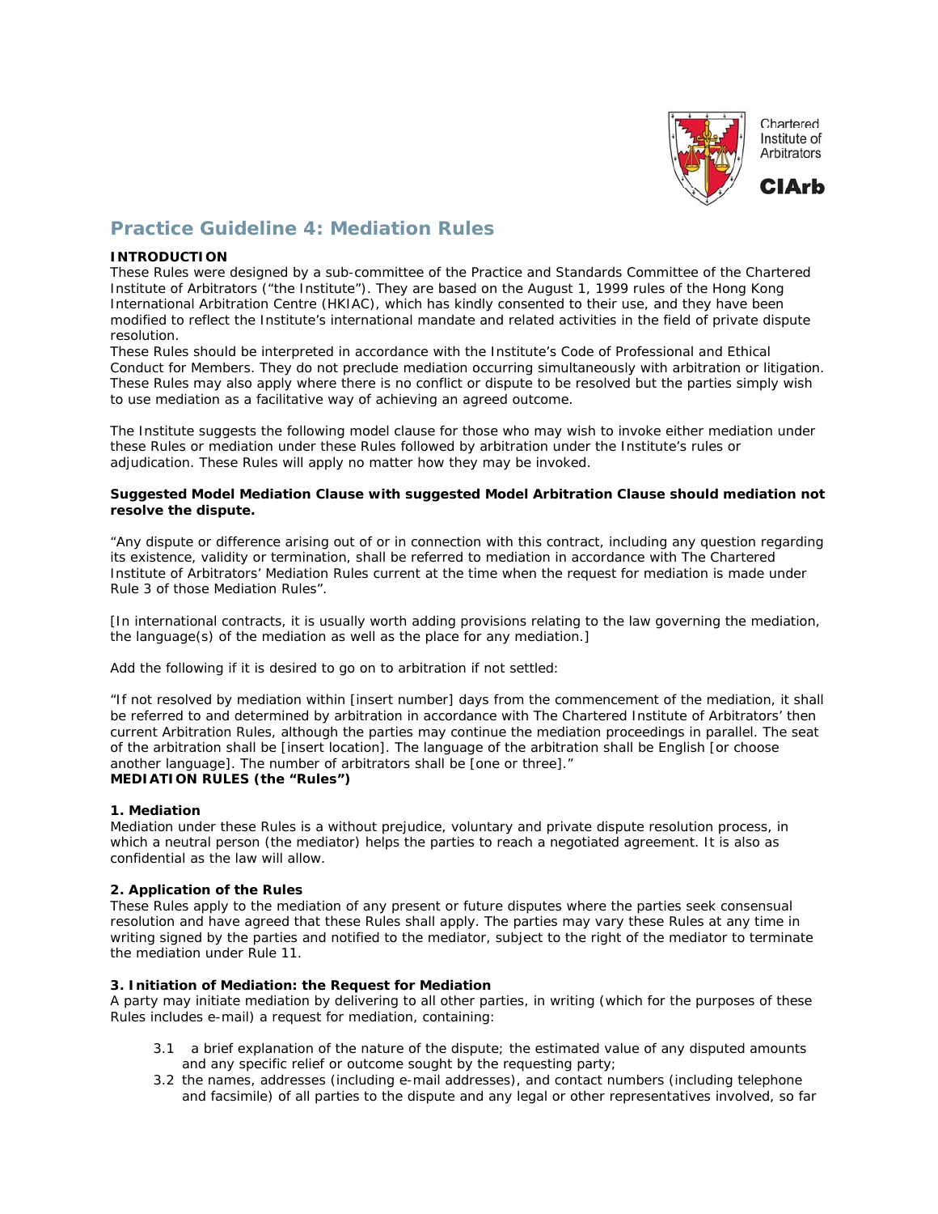# Practice Guideline 4: Mediation Rules

**INTRODUCTION**

These Rules were designed by a sub-committee of the Practice and Standards Committee of the Chartered Institute of Arbitrators ("the Institute"). They are based on the August 1, 1999 rules of the Hong Kong International Arbitration Centre (HKIAC), which has kindly consented to their use, and they have been modified to reflect the Institute's international mandate and related activities in the field of private dispute resolution.

These Rules should be interpreted in accordance with the Institute's Code of Professional and Ethical Conduct for Members. They do not preclude mediation occurring simultaneously with arbitration or litigation. These Rules may also apply where there is no conflict or dispute to be resolved but the parties simply wish to use mediation as a facilitative way of achieving an agreed outcome.

The Institute suggests the following model clause for those who may wish to invoke either mediation under these Rules or mediation under these Rules followed by arbitration under the Institute's rules or adjudication. These Rules will apply no matter how they may be invoked.

**Suggested Model Mediation Clause with suggested Model Arbitration Clause should mediation not resolve the dispute.**

"Any dispute or difference arising out of or in connection with this contract, including any question regarding its existence, validity or termination, shall be referred to mediation in accordance with The Chartered Institute of Arbitrators' Mediation Rules current at the time when the request for mediation is made under Rule 3 of those Mediation Rules".

[In international contracts, it is usually worth adding provisions relating to the law governing the mediation, the language(s) of the mediation as well as the place for any mediation.]

Add the following if it is desired to go on to arbitration if not settled:

"If not resolved by mediation within [insert number] days from the commencement of the mediation, it shall be referred to and determined by arbitration in accordance with The Chartered Institute of Arbitrators' then current Arbitration Rules, although the parties may continue the mediation proceedings in parallel. The seat of the arbitration shall be [insert location]. The language of the arbitration shall be English [or choose another language]. The number of arbitrators shall be [one or three]."

**MEDIATION RULES (the "Rules")**

**1. Mediation**

Mediation under these Rules is a without prejudice, voluntary and private dispute resolution process, in which a neutral person (the mediator) helps the parties to reach a negotiated agreement. It is also as confidential as the law will allow.

**2. Application of the Rules**

These Rules apply to the mediation of any present or future disputes where the parties seek consensual resolution and have agreed that these Rules shall apply. The parties may vary these Rules at any time in writing signed by the parties and notified to the mediator, subject to the right of the mediator to terminate the mediation under Rule 11.

**3. Initiation of Mediation: the Request for Mediation**

A party may initiate mediation by delivering to all other parties, in writing (which for the purposes of these Rules includes e-mail) a request for mediation, containing:

3.1 a brief explanation of the nature of the dispute; the estimated value of any disputed amounts and any specific relief or outcome sought by the requesting party;

3.2 the names, addresses (including e-mail addresses), and contact numbers (including telephone and facsimile) of all parties to the dispute and any legal or other representatives involved, so far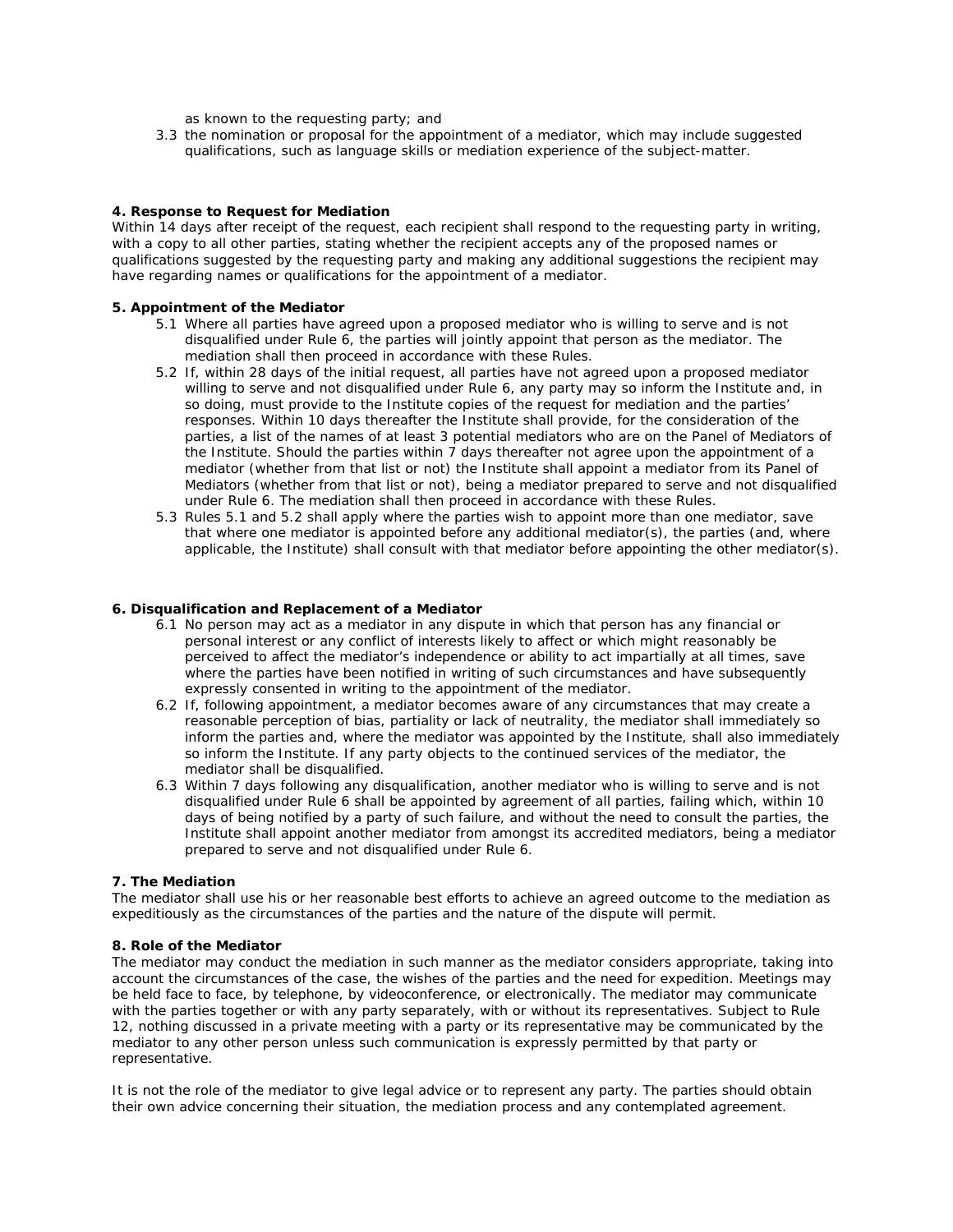as known to the requesting party; and

3.3 the nomination or proposal for the appointment of a mediator, which may include suggested qualifications, such as language skills or mediation experience of the subject-matter.

**4. Response to Request for Mediation**

Within 14 days after receipt of the request, each recipient shall respond to the requesting party in writing, with a copy to all other parties, stating whether the recipient accepts any of the proposed names or qualifications suggested by the requesting party and making any additional suggestions the recipient may have regarding names or qualifications for the appointment of a mediator.

**5. Appointment of the Mediator**

5.1 Where all parties have agreed upon a proposed mediator who is willing to serve and is not disqualified under Rule 6, the parties will jointly appoint that person as the mediator. The mediation shall then proceed in accordance with these Rules.

5.2 If, within 28 days of the initial request, all parties have not agreed upon a proposed mediator willing to serve and not disqualified under Rule 6, any party may so inform the Institute and, in so doing, must provide to the Institute copies of the request for mediation and the parties' responses. Within 10 days thereafter the Institute shall provide, for the consideration of the parties, a list of the names of at least 3 potential mediators who are on the Panel of Mediators of the Institute. Should the parties within 7 days thereafter not agree upon the appointment of a mediator (whether from that list or not) the Institute shall appoint a mediator from its Panel of Mediators (whether from that list or not), being a mediator prepared to serve and not disqualified under Rule 6. The mediation shall then proceed in accordance with these Rules.

5.3 Rules 5.1 and 5.2 shall apply where the parties wish to appoint more than one mediator, save that where one mediator is appointed before any additional mediator(s), the parties (and, where applicable, the Institute) shall consult with that mediator before appointing the other mediator(s).

**6. Disqualification and Replacement of a Mediator**

6.1 No person may act as a mediator in any dispute in which that person has any financial or personal interest or any conflict of interests likely to affect or which might reasonably be perceived to affect the mediator's independence or ability to act impartially at all times, save where the parties have been notified in writing of such circumstances and have subsequently expressly consented in writing to the appointment of the mediator.

6.2 If, following appointment, a mediator becomes aware of any circumstances that may create a reasonable perception of bias, partiality or lack of neutrality, the mediator shall immediately so inform the parties and, where the mediator was appointed by the Institute, shall also immediately so inform the Institute. If any party objects to the continued services of the mediator, the mediator shall be disqualified.

6.3 Within 7 days following any disqualification, another mediator who is willing to serve and is not disqualified under Rule 6 shall be appointed by agreement of all parties, failing which, within 10 days of being notified by a party of such failure, and without the need to consult the parties, the Institute shall appoint another mediator from amongst its accredited mediators, being a mediator prepared to serve and not disqualified under Rule 6.

**7. The Mediation**

The mediator shall use his or her reasonable best efforts to achieve an agreed outcome to the mediation as expeditiously as the circumstances of the parties and the nature of the dispute will permit.

**8. Role of the Mediator**

The mediator may conduct the mediation in such manner as the mediator considers appropriate, taking into account the circumstances of the case, the wishes of the parties and the need for expedition. Meetings may be held face to face, by telephone, by videoconference, or electronically. The mediator may communicate with the parties together or with any party separately, with or without its representatives. Subject to Rule 12, nothing discussed in a private meeting with a party or its representative may be communicated by the mediator to any other person unless such communication is expressly permitted by that party or representative.

It is not the role of the mediator to give legal advice or to represent any party. The parties should obtain their own advice concerning their situation, the mediation process and any contemplated agreement.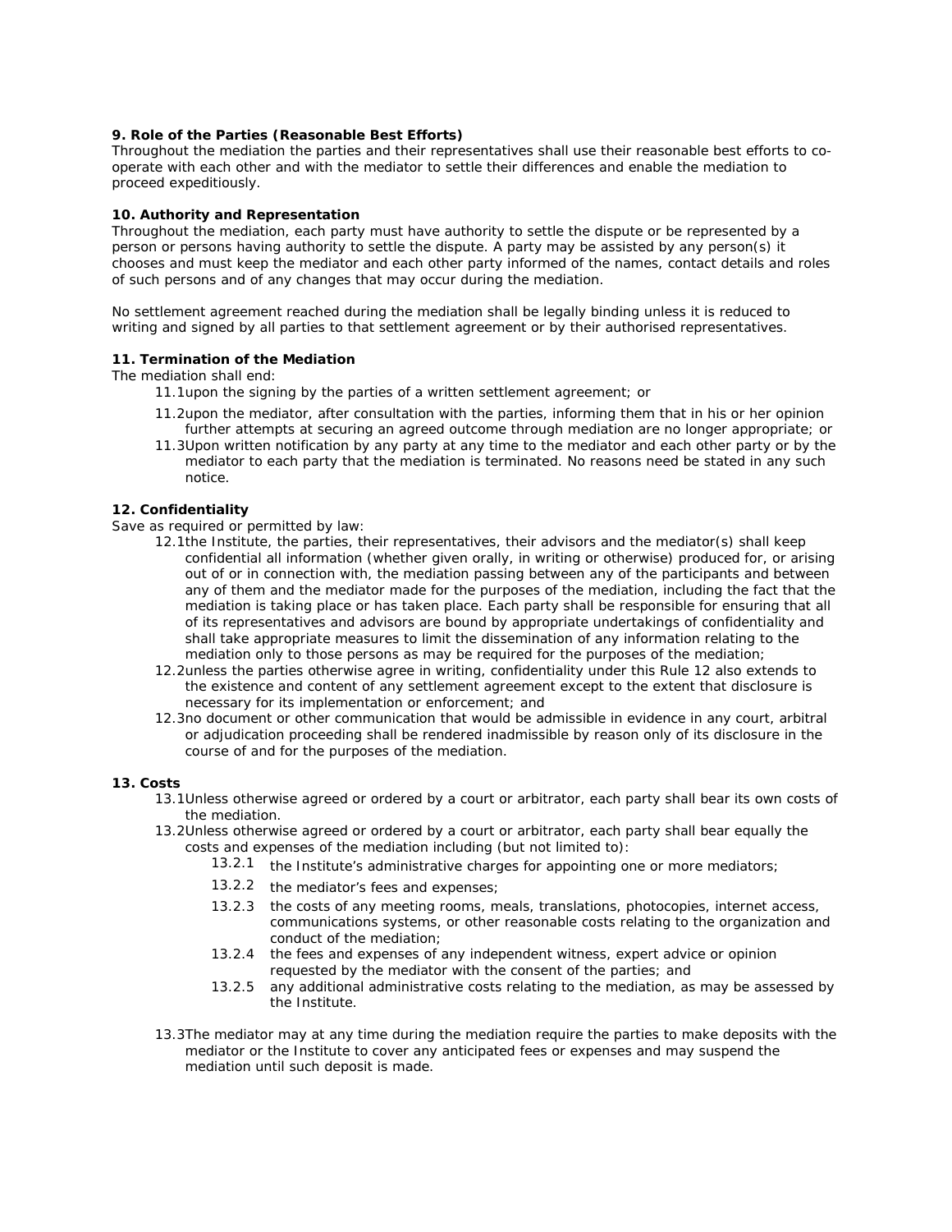**9. Role of the Parties (Reasonable Best Efforts)**

Throughout the mediation the parties and their representatives shall use their reasonable best efforts to co-operate with each other and with the mediator to settle their differences and enable the mediation to proceed expeditiously.

**10. Authority and Representation**

Throughout the mediation, each party must have authority to settle the dispute or be represented by a person or persons having authority to settle the dispute. A party may be assisted by any person(s) it chooses and must keep the mediator and each other party informed of the names, contact details and roles of such persons and of any changes that may occur during the mediation.

No settlement agreement reached during the mediation shall be legally binding unless it is reduced to writing and signed by all parties to that settlement agreement or by their authorised representatives.

**11. Termination of the Mediation**

The mediation shall end:

- 11.1 upon the signing by the parties of a written settlement agreement; or
- 11.2 upon the mediator, after consultation with the parties, informing them that in his or her opinion further attempts at securing an agreed outcome through mediation are no longer appropriate; or
- 11.3 Upon written notification by any party at any time to the mediator and each other party or by the mediator to each party that the mediation is terminated. No reasons need be stated in any such notice.

**12. Confidentiality**

Save as required or permitted by law:

- 12.1 the Institute, the parties, their representatives, their advisors and the mediator(s) shall keep confidential all information (whether given orally, in writing or otherwise) produced for, or arising out of or in connection with, the mediation passing between any of the participants and between any of them and the mediator made for the purposes of the mediation, including the fact that the mediation is taking place or has taken place. Each party shall be responsible for ensuring that all of its representatives and advisors are bound by appropriate undertakings of confidentiality and shall take appropriate measures to limit the dissemination of any information relating to the mediation only to those persons as may be required for the purposes of the mediation;
- 12.2 unless the parties otherwise agree in writing, confidentiality under this Rule 12 also extends to the existence and content of any settlement agreement except to the extent that disclosure is necessary for its implementation or enforcement; and
- 12.3 no document or other communication that would be admissible in evidence in any court, arbitral or adjudication proceeding shall be rendered inadmissible by reason only of its disclosure in the course of and for the purposes of the mediation.

**13. Costs**

- 13.1 Unless otherwise agreed or ordered by a court or arbitrator, each party shall bear its own costs of the mediation.
- 13.2 Unless otherwise agreed or ordered by a court or arbitrator, each party shall bear equally the costs and expenses of the mediation including (but not limited to):
  - 13.2.1 the Institute's administrative charges for appointing one or more mediators;
  - 13.2.2 the mediator's fees and expenses;
  - 13.2.3 the costs of any meeting rooms, meals, translations, photocopies, internet access, communications systems, or other reasonable costs relating to the organization and conduct of the mediation;
  - 13.2.4 the fees and expenses of any independent witness, expert advice or opinion requested by the mediator with the consent of the parties; and
  - 13.2.5 any additional administrative costs relating to the mediation, as may be assessed by the Institute.
- 13.3 The mediator may at any time during the mediation require the parties to make deposits with the mediator or the Institute to cover any anticipated fees or expenses and may suspend the mediation until such deposit is made.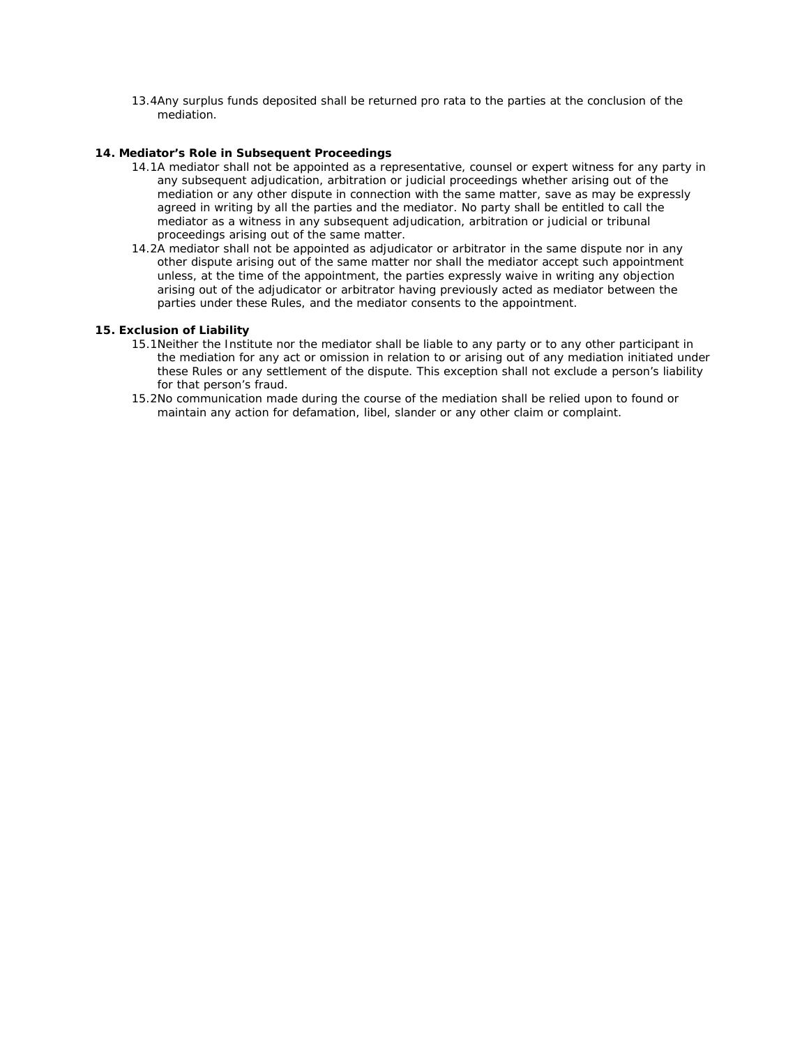13.4 Any surplus funds deposited shall be returned pro rata to the parties at the conclusion of the mediation.

**14. Mediator's Role in Subsequent Proceedings**

14.1 A mediator shall not be appointed as a representative, counsel or expert witness for any party in any subsequent adjudication, arbitration or judicial proceedings whether arising out of the mediation or any other dispute in connection with the same matter, save as may be expressly agreed in writing by all the parties and the mediator. No party shall be entitled to call the mediator as a witness in any subsequent adjudication, arbitration or judicial or tribunal proceedings arising out of the same matter.

14.2 A mediator shall not be appointed as adjudicator or arbitrator in the same dispute nor in any other dispute arising out of the same matter nor shall the mediator accept such appointment unless, at the time of the appointment, the parties expressly waive in writing any objection arising out of the adjudicator or arbitrator having previously acted as mediator between the parties under these Rules, and the mediator consents to the appointment.

**15. Exclusion of Liability**

15.1 Neither the Institute nor the mediator shall be liable to any party or to any other participant in the mediation for any act or omission in relation to or arising out of any mediation initiated under these Rules or any settlement of the dispute. This exception shall not exclude a person's liability for that person's fraud.

15.2 No communication made during the course of the mediation shall be relied upon to found or maintain any action for defamation, libel, slander or any other claim or complaint.